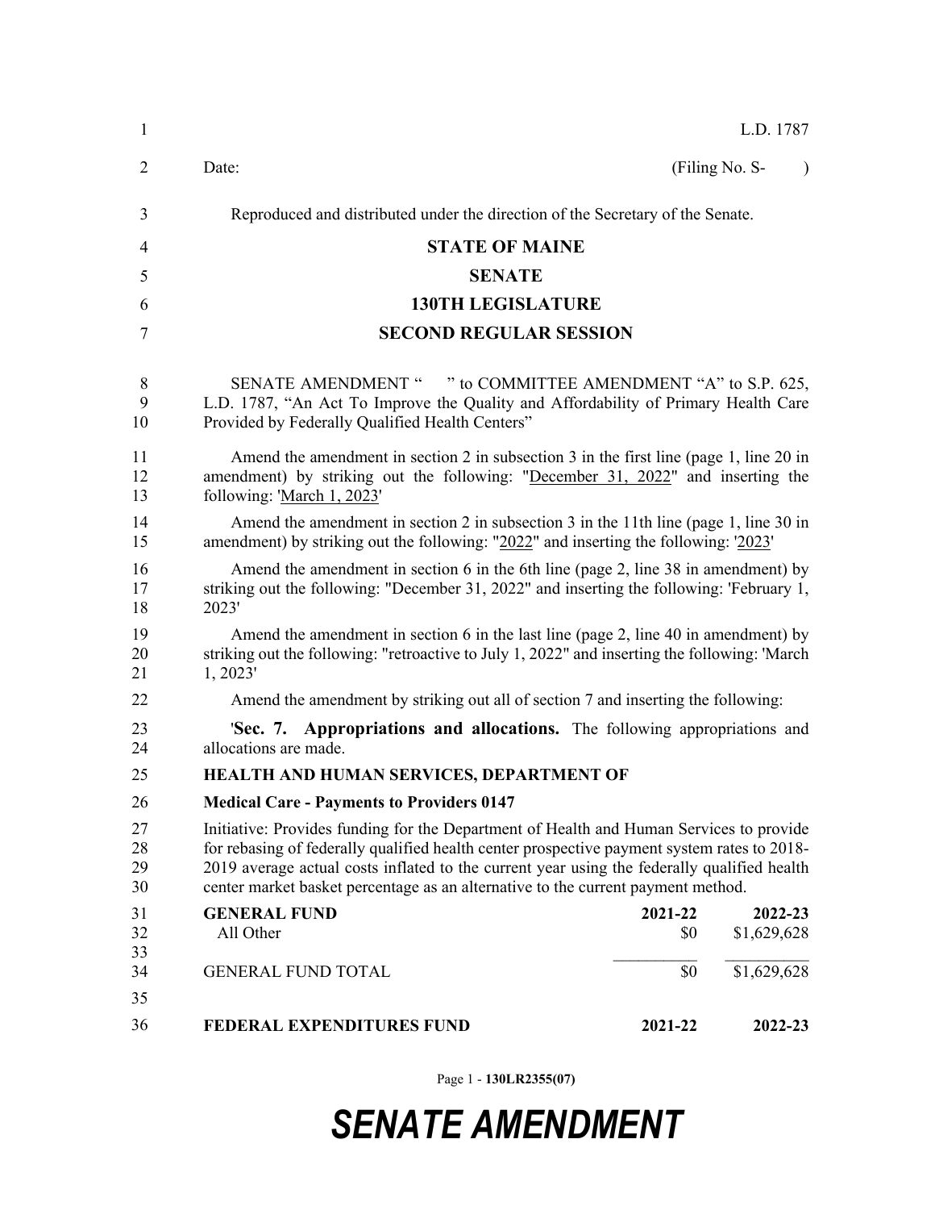L.D. 1787

Date: (Filing No. S- )

Reproduced and distributed under the direction of the Secretary of the Senate.

# STATE OF MAINE

## SENATE

## 130TH LEGISLATURE

## SECOND REGULAR SESSION

SENATE AMENDMENT " " to COMMITTEE AMENDMENT "A" to S.P. 625, L.D. 1787, "An Act To Improve the Quality and Affordability of Primary Health Care Provided by Federally Qualified Health Centers"

Amend the amendment in section 2 in subsection 3 in the first line (page 1, line 20 in amendment) by striking out the following: "<u>December 31, 2022</u>" and inserting the following: '<u>March 1, 2023</u>'

Amend the amendment in section 2 in subsection 3 in the 11th line (page 1, line 30 in amendment) by striking out the following: "<u>2022</u>" and inserting the following: '<u>2023</u>'

Amend the amendment in section 6 in the 6th line (page 2, line 38 in amendment) by striking out the following: "December 31, 2022" and inserting the following: 'February 1, 2023'

Amend the amendment in section 6 in the last line (page 2, line 40 in amendment) by striking out the following: "retroactive to July 1, 2022" and inserting the following: 'March 1, 2023'

Amend the amendment by striking out all of section 7 and inserting the following:

'**Sec. 7. Appropriations and allocations.** The following appropriations and allocations are made.

**HEALTH AND HUMAN SERVICES, DEPARTMENT OF**

**Medical Care - Payments to Providers 0147**

Initiative: Provides funding for the Department of Health and Human Services to provide for rebasing of federally qualified health center prospective payment system rates to 2018-2019 average actual costs inflated to the current year using the federally qualified health center market basket percentage as an alternative to the current payment method.

| **GENERAL FUND** | **2021-22** | **2022-23** |
|---|---|---|
| All Other | $0 | $1,629,628 |
| GENERAL FUND TOTAL | $0 | $1,629,628 |

| **FEDERAL EXPENDITURES FUND** | **2021-22** | **2022-23** |
|---|---|---|

SENATE AMENDMENT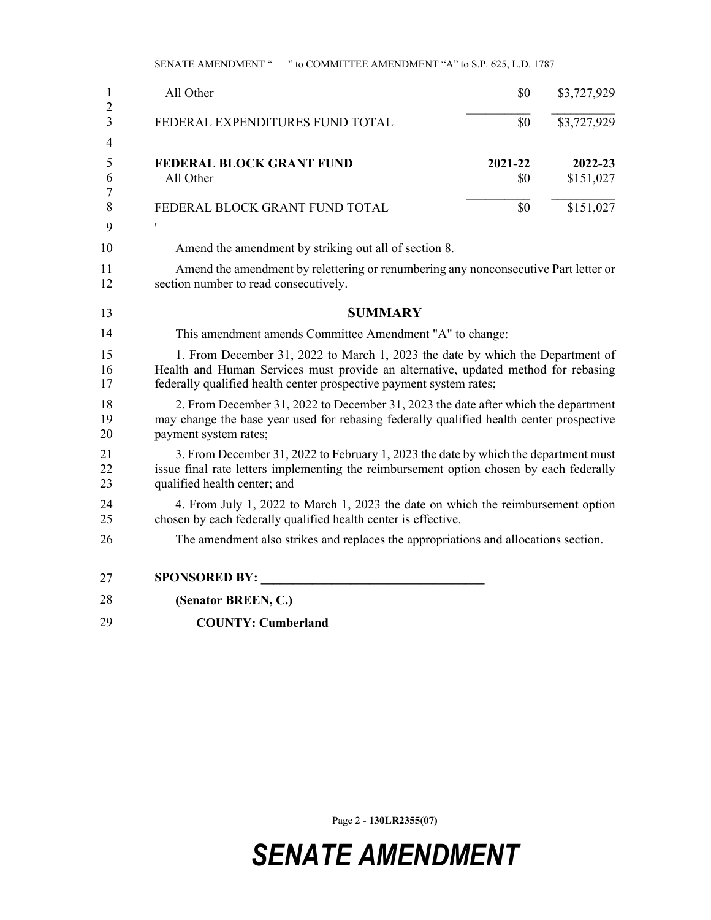| | | |
|---|---|---|
| All Other | $0 | $3,727,929 |
| FEDERAL EXPENDITURES FUND TOTAL | $0 | $3,727,929 |

| **FEDERAL BLOCK GRANT FUND** | **2021-22** | **2022-23** |
|---|---|---|
| All Other | $0 | $151,027 |
| FEDERAL BLOCK GRANT FUND TOTAL | $0 | $151,027 |

'

Amend the amendment by striking out all of section 8.

Amend the amendment by relettering or renumbering any nonconsecutive Part letter or section number to read consecutively.

## SUMMARY

This amendment amends Committee Amendment "A" to change:

1. From December 31, 2022 to March 1, 2023 the date by which the Department of Health and Human Services must provide an alternative, updated method for rebasing federally qualified health center prospective payment system rates;

2. From December 31, 2022 to December 31, 2023 the date after which the department may change the base year used for rebasing federally qualified health center prospective payment system rates;

3. From December 31, 2022 to February 1, 2023 the date by which the department must issue final rate letters implementing the reimbursement option chosen by each federally qualified health center; and

4. From July 1, 2022 to March 1, 2023 the date on which the reimbursement option chosen by each federally qualified health center is effective.

The amendment also strikes and replaces the appropriations and allocations section.

**SPONSORED BY: ___________________________________**

**(Senator BREEN, C.)**

**COUNTY: Cumberland**